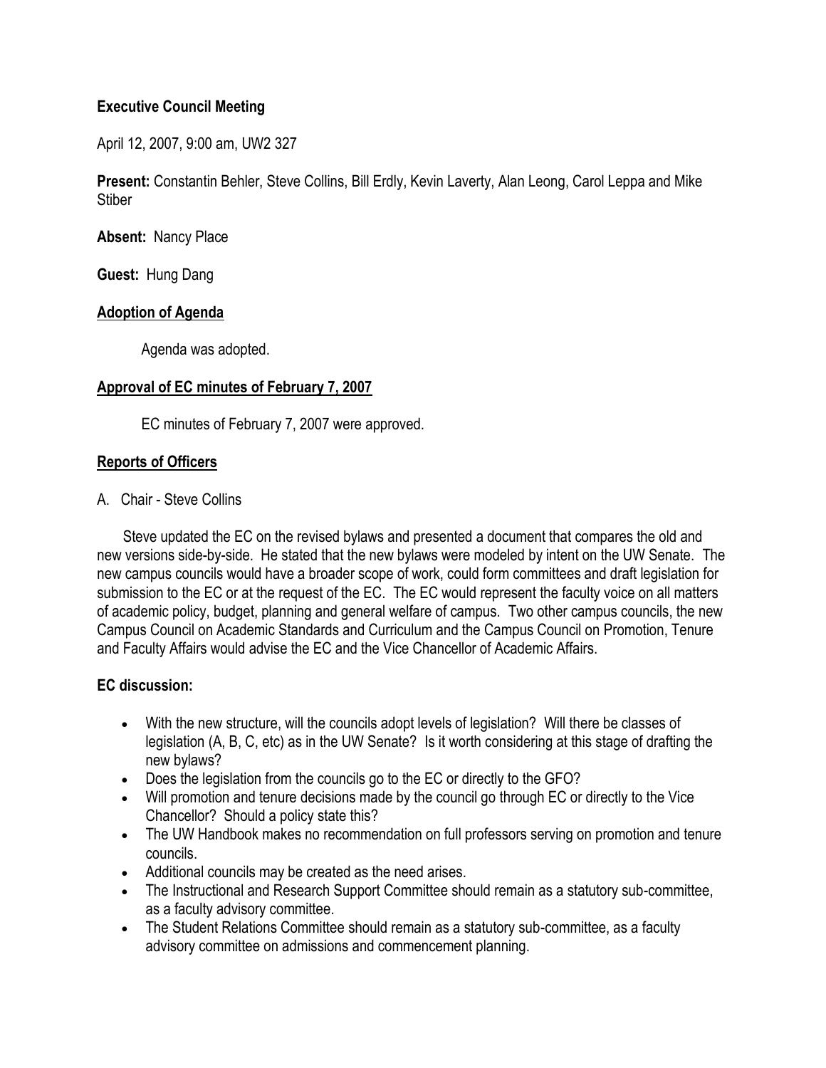**Executive Council Meeting**

April 12, 2007, 9:00 am, UW2 327

**Present:** Constantin Behler, Steve Collins, Bill Erdly, Kevin Laverty, Alan Leong, Carol Leppa and Mike Stiber

**Absent:** Nancy Place

**Guest:** Hung Dang

**Adoption of Agenda**

Agenda was adopted.

**Approval of EC minutes of February 7, 2007**

EC minutes of February 7, 2007 were approved.

**Reports of Officers**

A. Chair - Steve Collins

Steve updated the EC on the revised bylaws and presented a document that compares the old and new versions side-by-side. He stated that the new bylaws were modeled by intent on the UW Senate. The new campus councils would have a broader scope of work, could form committees and draft legislation for submission to the EC or at the request of the EC. The EC would represent the faculty voice on all matters of academic policy, budget, planning and general welfare of campus. Two other campus councils, the new Campus Council on Academic Standards and Curriculum and the Campus Council on Promotion, Tenure and Faculty Affairs would advise the EC and the Vice Chancellor of Academic Affairs.

**EC discussion:**

- With the new structure, will the councils adopt levels of legislation? Will there be classes of legislation (A, B, C, etc) as in the UW Senate? Is it worth considering at this stage of drafting the new bylaws?
- Does the legislation from the councils go to the EC or directly to the GFO?
- Will promotion and tenure decisions made by the council go through EC or directly to the Vice Chancellor? Should a policy state this?
- The UW Handbook makes no recommendation on full professors serving on promotion and tenure councils.
- Additional councils may be created as the need arises.
- The Instructional and Research Support Committee should remain as a statutory sub-committee, as a faculty advisory committee.
- The Student Relations Committee should remain as a statutory sub-committee, as a faculty advisory committee on admissions and commencement planning.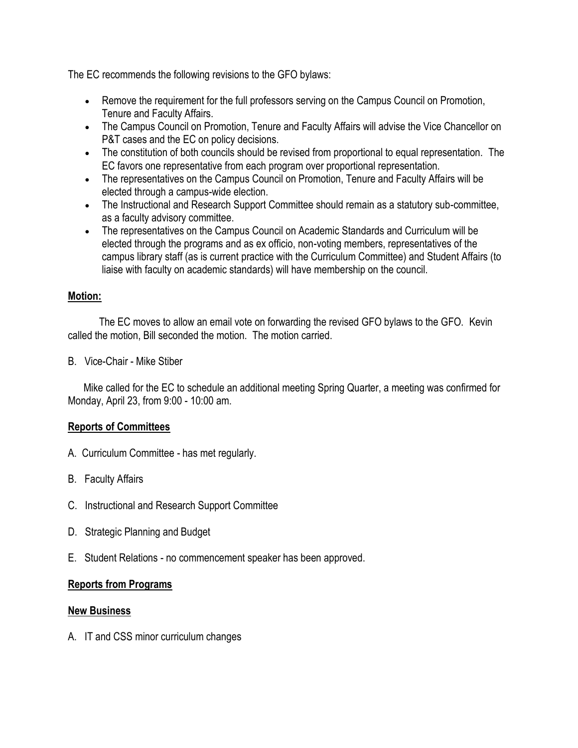The EC recommends the following revisions to the GFO bylaws:

- Remove the requirement for the full professors serving on the Campus Council on Promotion, Tenure and Faculty Affairs.
- The Campus Council on Promotion, Tenure and Faculty Affairs will advise the Vice Chancellor on P&T cases and the EC on policy decisions.
- The constitution of both councils should be revised from proportional to equal representation. The EC favors one representative from each program over proportional representation.
- The representatives on the Campus Council on Promotion, Tenure and Faculty Affairs will be elected through a campus-wide election.
- The Instructional and Research Support Committee should remain as a statutory sub-committee, as a faculty advisory committee.
- The representatives on the Campus Council on Academic Standards and Curriculum will be elected through the programs and as ex officio, non-voting members, representatives of the campus library staff (as is current practice with the Curriculum Committee) and Student Affairs (to liaise with faculty on academic standards) will have membership on the council.

**Motion:**

The EC moves to allow an email vote on forwarding the revised GFO bylaws to the GFO. Kevin called the motion, Bill seconded the motion. The motion carried.

B. Vice-Chair - Mike Stiber

Mike called for the EC to schedule an additional meeting Spring Quarter, a meeting was confirmed for Monday, April 23, from 9:00 - 10:00 am.

**Reports of Committees**

A. Curriculum Committee - has met regularly.

B. Faculty Affairs

C. Instructional and Research Support Committee

D. Strategic Planning and Budget

E. Student Relations - no commencement speaker has been approved.

**Reports from Programs**

**New Business**

A. IT and CSS minor curriculum changes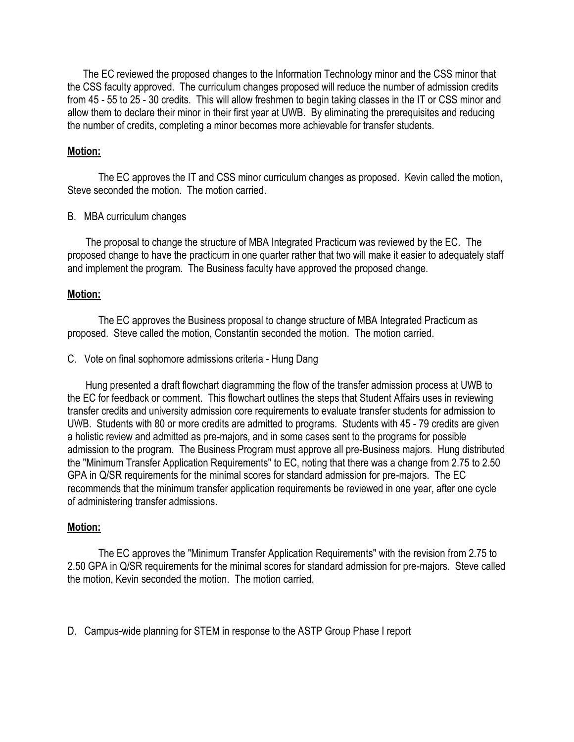The EC reviewed the proposed changes to the Information Technology minor and the CSS minor that the CSS faculty approved. The curriculum changes proposed will reduce the number of admission credits from 45 - 55 to 25 - 30 credits. This will allow freshmen to begin taking classes in the IT or CSS minor and allow them to declare their minor in their first year at UWB. By eliminating the prerequisites and reducing the number of credits, completing a minor becomes more achievable for transfer students.

**Motion:**

The EC approves the IT and CSS minor curriculum changes as proposed. Kevin called the motion, Steve seconded the motion. The motion carried.

B. MBA curriculum changes

The proposal to change the structure of MBA Integrated Practicum was reviewed by the EC. The proposed change to have the practicum in one quarter rather that two will make it easier to adequately staff and implement the program. The Business faculty have approved the proposed change.

**Motion:**

The EC approves the Business proposal to change structure of MBA Integrated Practicum as proposed. Steve called the motion, Constantin seconded the motion. The motion carried.

C. Vote on final sophomore admissions criteria - Hung Dang

Hung presented a draft flowchart diagramming the flow of the transfer admission process at UWB to the EC for feedback or comment. This flowchart outlines the steps that Student Affairs uses in reviewing transfer credits and university admission core requirements to evaluate transfer students for admission to UWB. Students with 80 or more credits are admitted to programs. Students with 45 - 79 credits are given a holistic review and admitted as pre-majors, and in some cases sent to the programs for possible admission to the program. The Business Program must approve all pre-Business majors. Hung distributed the "Minimum Transfer Application Requirements" to EC, noting that there was a change from 2.75 to 2.50 GPA in Q/SR requirements for the minimal scores for standard admission for pre-majors. The EC recommends that the minimum transfer application requirements be reviewed in one year, after one cycle of administering transfer admissions.

**Motion:**

The EC approves the "Minimum Transfer Application Requirements" with the revision from 2.75 to 2.50 GPA in Q/SR requirements for the minimal scores for standard admission for pre-majors. Steve called the motion, Kevin seconded the motion. The motion carried.

D. Campus-wide planning for STEM in response to the ASTP Group Phase I report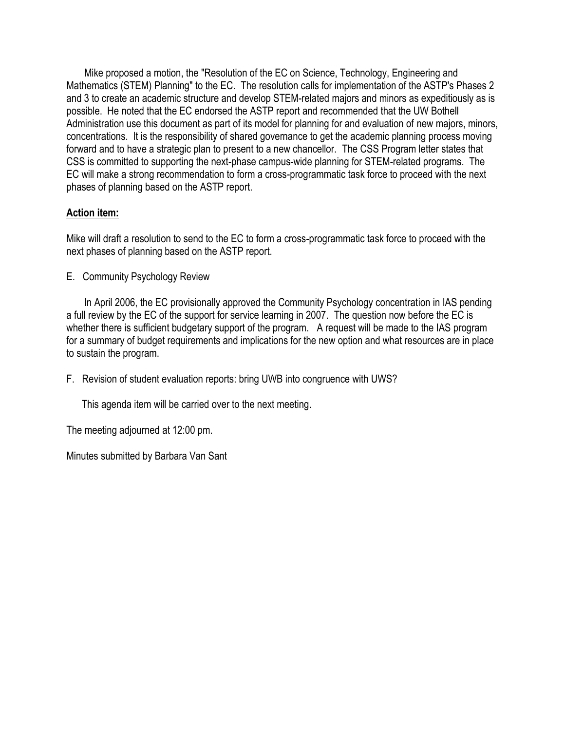Mike proposed a motion, the "Resolution of the EC on Science, Technology, Engineering and Mathematics (STEM) Planning" to the EC. The resolution calls for implementation of the ASTP's Phases 2 and 3 to create an academic structure and develop STEM-related majors and minors as expeditiously as is possible. He noted that the EC endorsed the ASTP report and recommended that the UW Bothell Administration use this document as part of its model for planning for and evaluation of new majors, minors, concentrations. It is the responsibility of shared governance to get the academic planning process moving forward and to have a strategic plan to present to a new chancellor. The CSS Program letter states that CSS is committed to supporting the next-phase campus-wide planning for STEM-related programs. The EC will make a strong recommendation to form a cross-programmatic task force to proceed with the next phases of planning based on the ASTP report.

**Action item:**

Mike will draft a resolution to send to the EC to form a cross-programmatic task force to proceed with the next phases of planning based on the ASTP report.

E. Community Psychology Review

In April 2006, the EC provisionally approved the Community Psychology concentration in IAS pending a full review by the EC of the support for service learning in 2007. The question now before the EC is whether there is sufficient budgetary support of the program. A request will be made to the IAS program for a summary of budget requirements and implications for the new option and what resources are in place to sustain the program.

F. Revision of student evaluation reports: bring UWB into congruence with UWS?

This agenda item will be carried over to the next meeting.

The meeting adjourned at 12:00 pm.

Minutes submitted by Barbara Van Sant